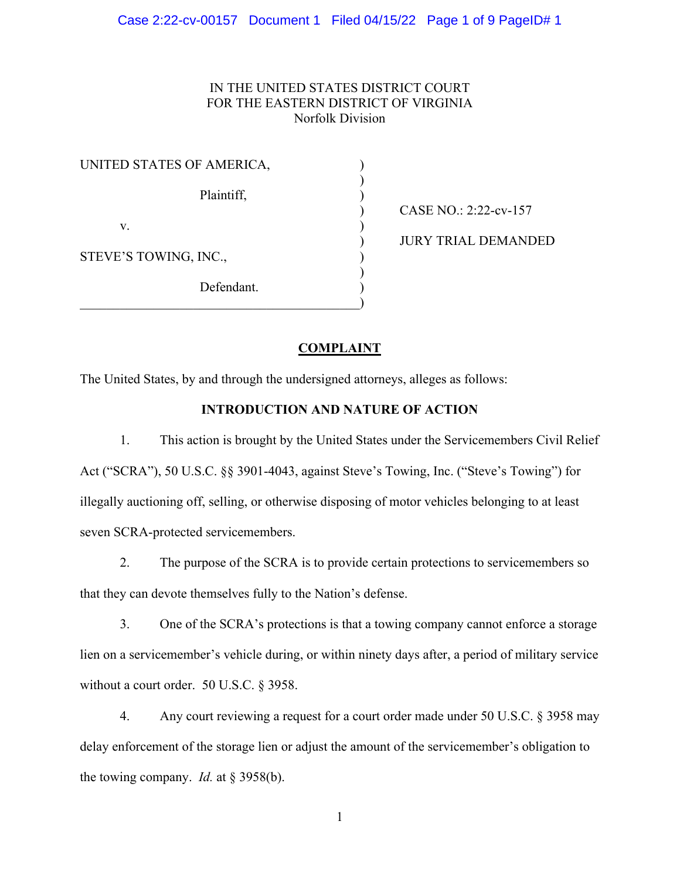IN THE UNITED STATES DISTRICT COURT
FOR THE EASTERN DISTRICT OF VIRGINIA
Norfolk Division

| | | |
|---|---|---|
| UNITED STATES OF AMERICA, Plaintiff, | ) | CASE NO.: 2:22-cv-157 |
| v. | ) | JURY TRIAL DEMANDED |
| STEVE'S TOWING, INC., Defendant. | ) | |

## COMPLAINT

The United States, by and through the undersigned attorneys, alleges as follows:

### INTRODUCTION AND NATURE OF ACTION

1. This action is brought by the United States under the Servicemembers Civil Relief Act ("SCRA"), 50 U.S.C. §§ 3901-4043, against Steve's Towing, Inc. ("Steve's Towing") for illegally auctioning off, selling, or otherwise disposing of motor vehicles belonging to at least seven SCRA-protected servicemembers.

2. The purpose of the SCRA is to provide certain protections to servicemembers so that they can devote themselves fully to the Nation's defense.

3. One of the SCRA's protections is that a towing company cannot enforce a storage lien on a servicemember's vehicle during, or within ninety days after, a period of military service without a court order. 50 U.S.C. § 3958.

4. Any court reviewing a request for a court order made under 50 U.S.C. § 3958 may delay enforcement of the storage lien or adjust the amount of the servicemember's obligation to the towing company. *Id.* at § 3958(b).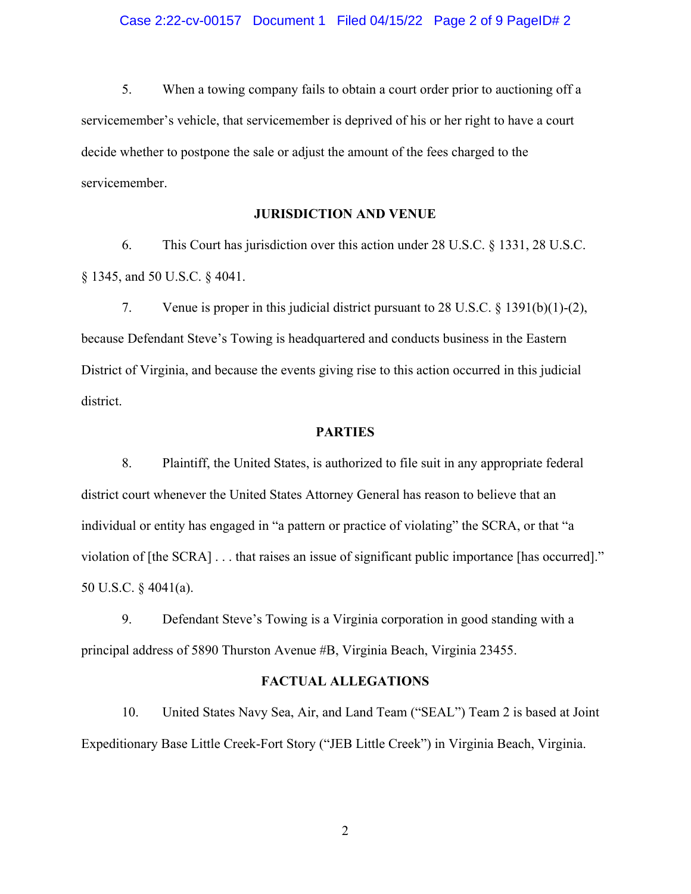5. When a towing company fails to obtain a court order prior to auctioning off a servicemember's vehicle, that servicemember is deprived of his or her right to have a court decide whether to postpone the sale or adjust the amount of the fees charged to the servicemember.

## JURISDICTION AND VENUE

6. This Court has jurisdiction over this action under 28 U.S.C. § 1331, 28 U.S.C. § 1345, and 50 U.S.C. § 4041.

7. Venue is proper in this judicial district pursuant to 28 U.S.C. § 1391(b)(1)-(2), because Defendant Steve's Towing is headquartered and conducts business in the Eastern District of Virginia, and because the events giving rise to this action occurred in this judicial district.

## PARTIES

8. Plaintiff, the United States, is authorized to file suit in any appropriate federal district court whenever the United States Attorney General has reason to believe that an individual or entity has engaged in "a pattern or practice of violating" the SCRA, or that "a violation of [the SCRA] . . . that raises an issue of significant public importance [has occurred]." 50 U.S.C. § 4041(a).

9. Defendant Steve's Towing is a Virginia corporation in good standing with a principal address of 5890 Thurston Avenue #B, Virginia Beach, Virginia 23455.

## FACTUAL ALLEGATIONS

10. United States Navy Sea, Air, and Land Team ("SEAL") Team 2 is based at Joint Expeditionary Base Little Creek-Fort Story ("JEB Little Creek") in Virginia Beach, Virginia.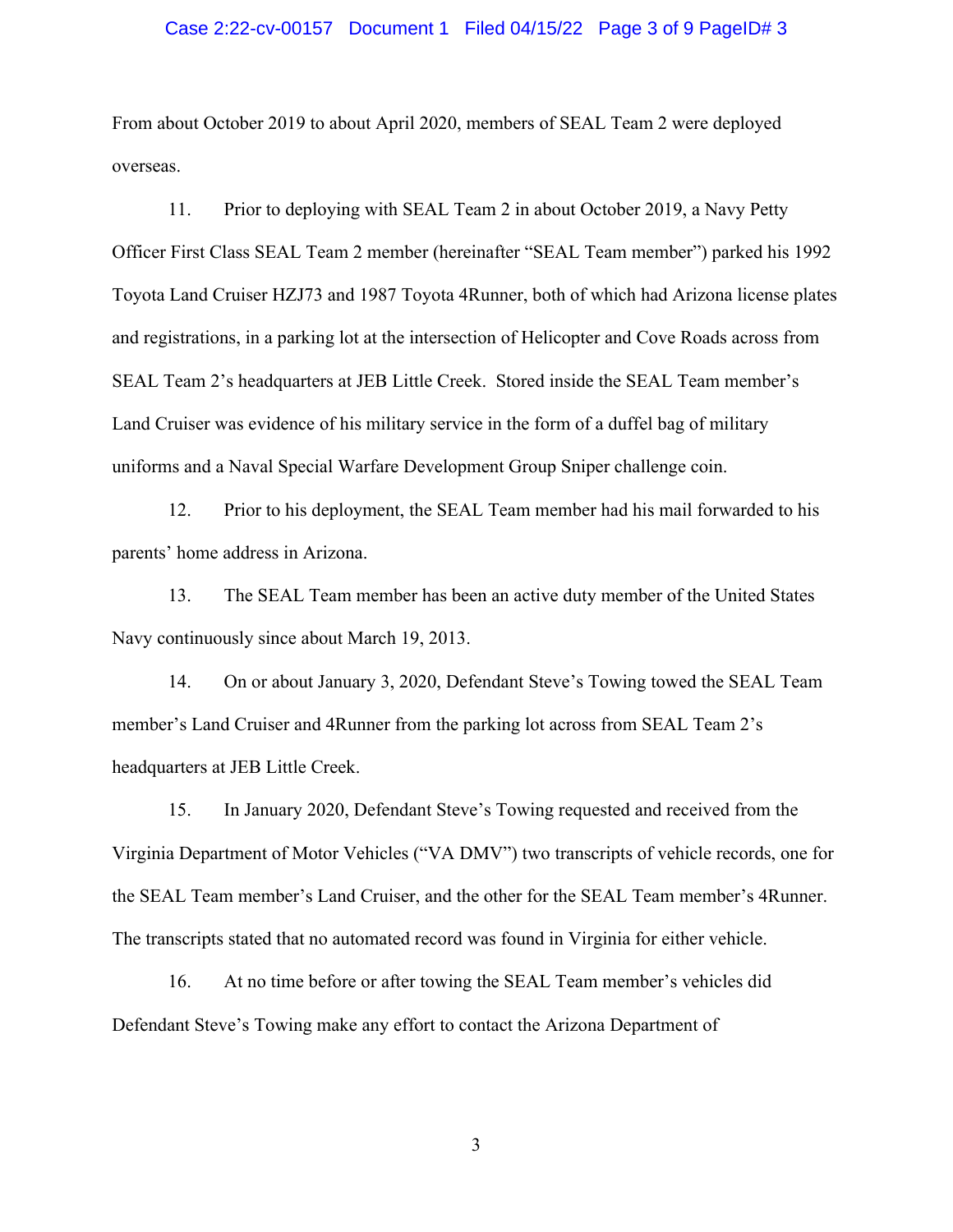From about October 2019 to about April 2020, members of SEAL Team 2 were deployed overseas.

11. Prior to deploying with SEAL Team 2 in about October 2019, a Navy Petty Officer First Class SEAL Team 2 member (hereinafter "SEAL Team member") parked his 1992 Toyota Land Cruiser HZJ73 and 1987 Toyota 4Runner, both of which had Arizona license plates and registrations, in a parking lot at the intersection of Helicopter and Cove Roads across from SEAL Team 2's headquarters at JEB Little Creek. Stored inside the SEAL Team member's Land Cruiser was evidence of his military service in the form of a duffel bag of military uniforms and a Naval Special Warfare Development Group Sniper challenge coin.

12. Prior to his deployment, the SEAL Team member had his mail forwarded to his parents' home address in Arizona.

13. The SEAL Team member has been an active duty member of the United States Navy continuously since about March 19, 2013.

14. On or about January 3, 2020, Defendant Steve's Towing towed the SEAL Team member's Land Cruiser and 4Runner from the parking lot across from SEAL Team 2's headquarters at JEB Little Creek.

15. In January 2020, Defendant Steve's Towing requested and received from the Virginia Department of Motor Vehicles ("VA DMV") two transcripts of vehicle records, one for the SEAL Team member's Land Cruiser, and the other for the SEAL Team member's 4Runner. The transcripts stated that no automated record was found in Virginia for either vehicle.

16. At no time before or after towing the SEAL Team member's vehicles did Defendant Steve's Towing make any effort to contact the Arizona Department of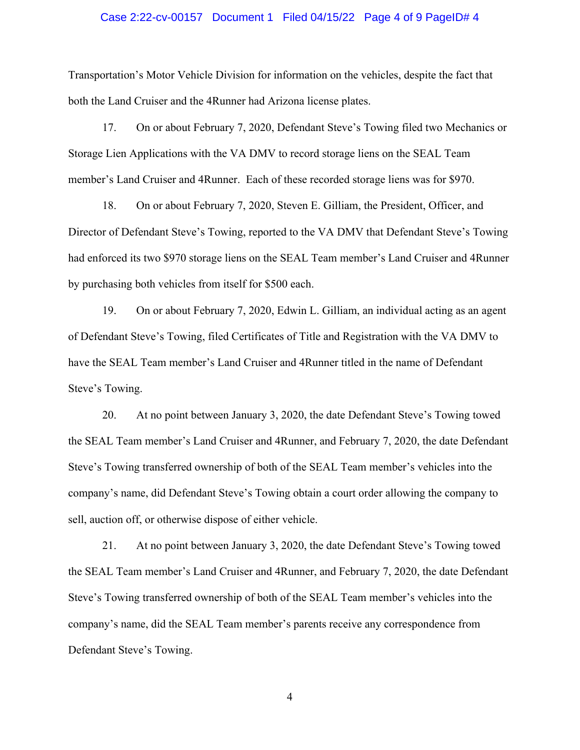Transportation's Motor Vehicle Division for information on the vehicles, despite the fact that both the Land Cruiser and the 4Runner had Arizona license plates.

17. On or about February 7, 2020, Defendant Steve's Towing filed two Mechanics or Storage Lien Applications with the VA DMV to record storage liens on the SEAL Team member's Land Cruiser and 4Runner. Each of these recorded storage liens was for $970.

18. On or about February 7, 2020, Steven E. Gilliam, the President, Officer, and Director of Defendant Steve's Towing, reported to the VA DMV that Defendant Steve's Towing had enforced its two $970 storage liens on the SEAL Team member's Land Cruiser and 4Runner by purchasing both vehicles from itself for $500 each.

19. On or about February 7, 2020, Edwin L. Gilliam, an individual acting as an agent of Defendant Steve's Towing, filed Certificates of Title and Registration with the VA DMV to have the SEAL Team member's Land Cruiser and 4Runner titled in the name of Defendant Steve's Towing.

20. At no point between January 3, 2020, the date Defendant Steve's Towing towed the SEAL Team member's Land Cruiser and 4Runner, and February 7, 2020, the date Defendant Steve's Towing transferred ownership of both of the SEAL Team member's vehicles into the company's name, did Defendant Steve's Towing obtain a court order allowing the company to sell, auction off, or otherwise dispose of either vehicle.

21. At no point between January 3, 2020, the date Defendant Steve's Towing towed the SEAL Team member's Land Cruiser and 4Runner, and February 7, 2020, the date Defendant Steve's Towing transferred ownership of both of the SEAL Team member's vehicles into the company's name, did the SEAL Team member's parents receive any correspondence from Defendant Steve's Towing.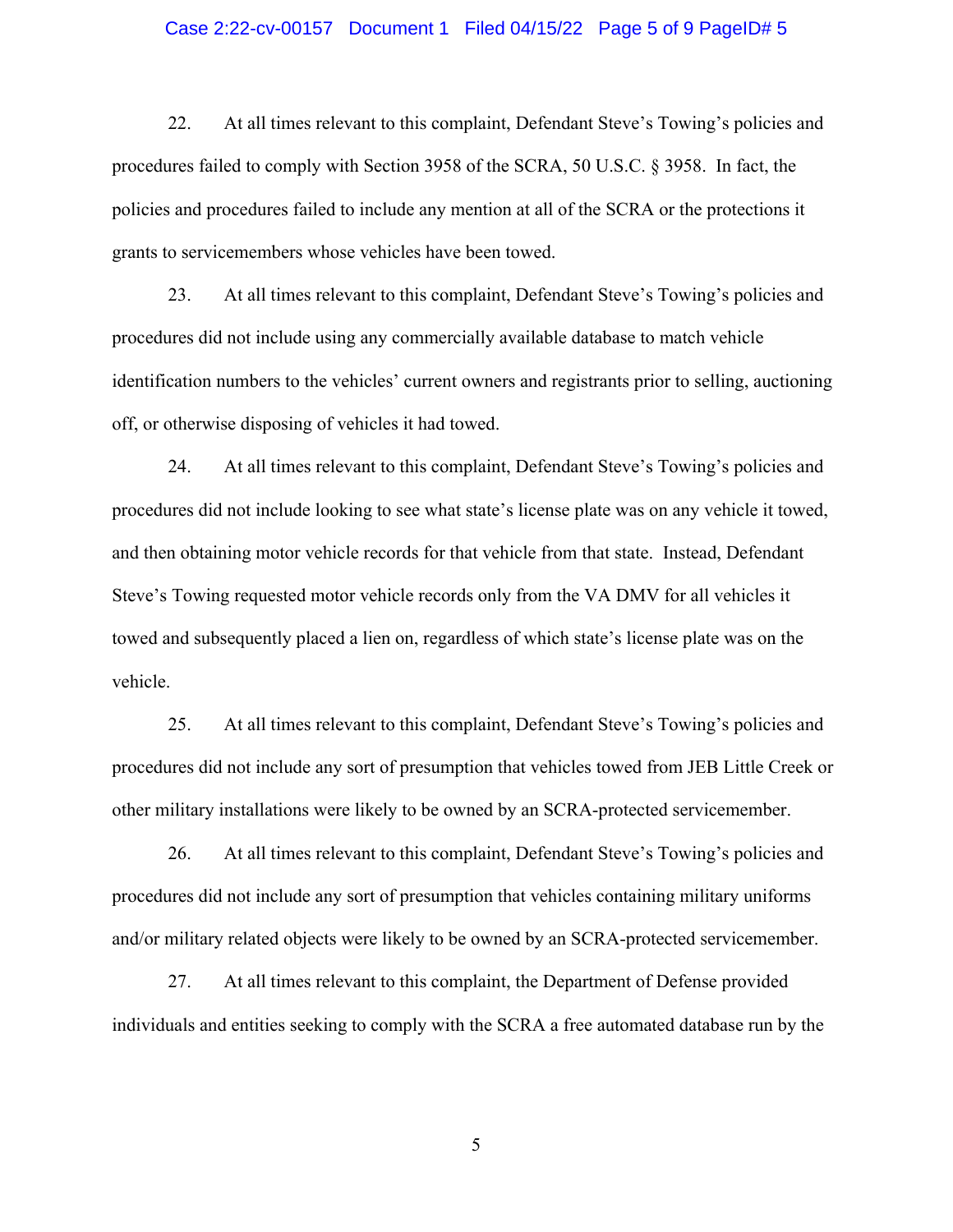22. At all times relevant to this complaint, Defendant Steve's Towing's policies and procedures failed to comply with Section 3958 of the SCRA, 50 U.S.C. § 3958. In fact, the policies and procedures failed to include any mention at all of the SCRA or the protections it grants to servicemembers whose vehicles have been towed.

23. At all times relevant to this complaint, Defendant Steve's Towing's policies and procedures did not include using any commercially available database to match vehicle identification numbers to the vehicles' current owners and registrants prior to selling, auctioning off, or otherwise disposing of vehicles it had towed.

24. At all times relevant to this complaint, Defendant Steve's Towing's policies and procedures did not include looking to see what state's license plate was on any vehicle it towed, and then obtaining motor vehicle records for that vehicle from that state. Instead, Defendant Steve's Towing requested motor vehicle records only from the VA DMV for all vehicles it towed and subsequently placed a lien on, regardless of which state's license plate was on the vehicle.

25. At all times relevant to this complaint, Defendant Steve's Towing's policies and procedures did not include any sort of presumption that vehicles towed from JEB Little Creek or other military installations were likely to be owned by an SCRA-protected servicemember.

26. At all times relevant to this complaint, Defendant Steve's Towing's policies and procedures did not include any sort of presumption that vehicles containing military uniforms and/or military related objects were likely to be owned by an SCRA-protected servicemember.

27. At all times relevant to this complaint, the Department of Defense provided individuals and entities seeking to comply with the SCRA a free automated database run by the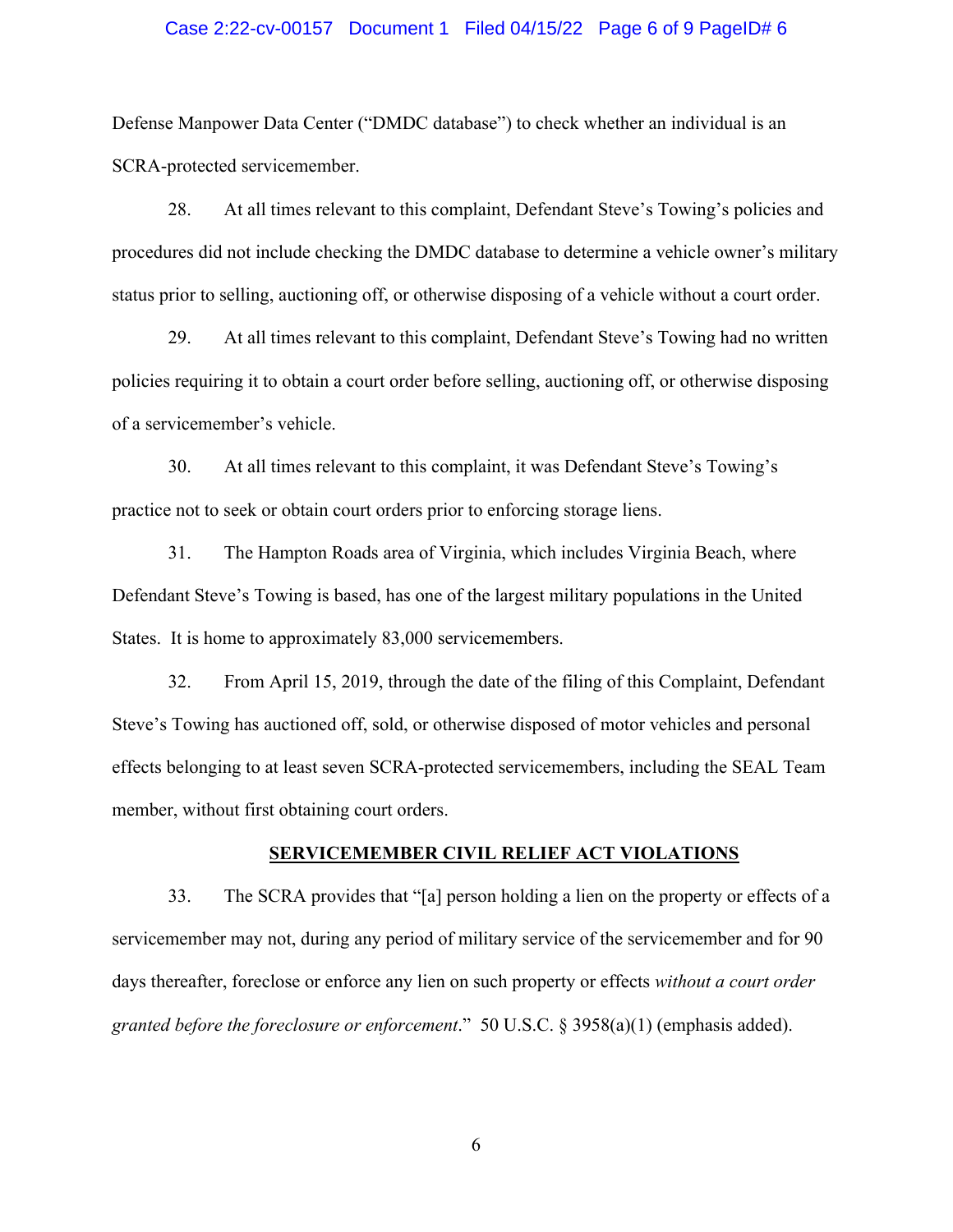Defense Manpower Data Center ("DMDC database") to check whether an individual is an SCRA-protected servicemember.

28. At all times relevant to this complaint, Defendant Steve's Towing's policies and procedures did not include checking the DMDC database to determine a vehicle owner's military status prior to selling, auctioning off, or otherwise disposing of a vehicle without a court order.

29. At all times relevant to this complaint, Defendant Steve's Towing had no written policies requiring it to obtain a court order before selling, auctioning off, or otherwise disposing of a servicemember's vehicle.

30. At all times relevant to this complaint, it was Defendant Steve's Towing's practice not to seek or obtain court orders prior to enforcing storage liens.

31. The Hampton Roads area of Virginia, which includes Virginia Beach, where Defendant Steve's Towing is based, has one of the largest military populations in the United States. It is home to approximately 83,000 servicemembers.

32. From April 15, 2019, through the date of the filing of this Complaint, Defendant Steve's Towing has auctioned off, sold, or otherwise disposed of motor vehicles and personal effects belonging to at least seven SCRA-protected servicemembers, including the SEAL Team member, without first obtaining court orders.

## SERVICEMEMBER CIVIL RELIEF ACT VIOLATIONS

33. The SCRA provides that "[a] person holding a lien on the property or effects of a servicemember may not, during any period of military service of the servicemember and for 90 days thereafter, foreclose or enforce any lien on such property or effects *without a court order granted before the foreclosure or enforcement*." 50 U.S.C. § 3958(a)(1) (emphasis added).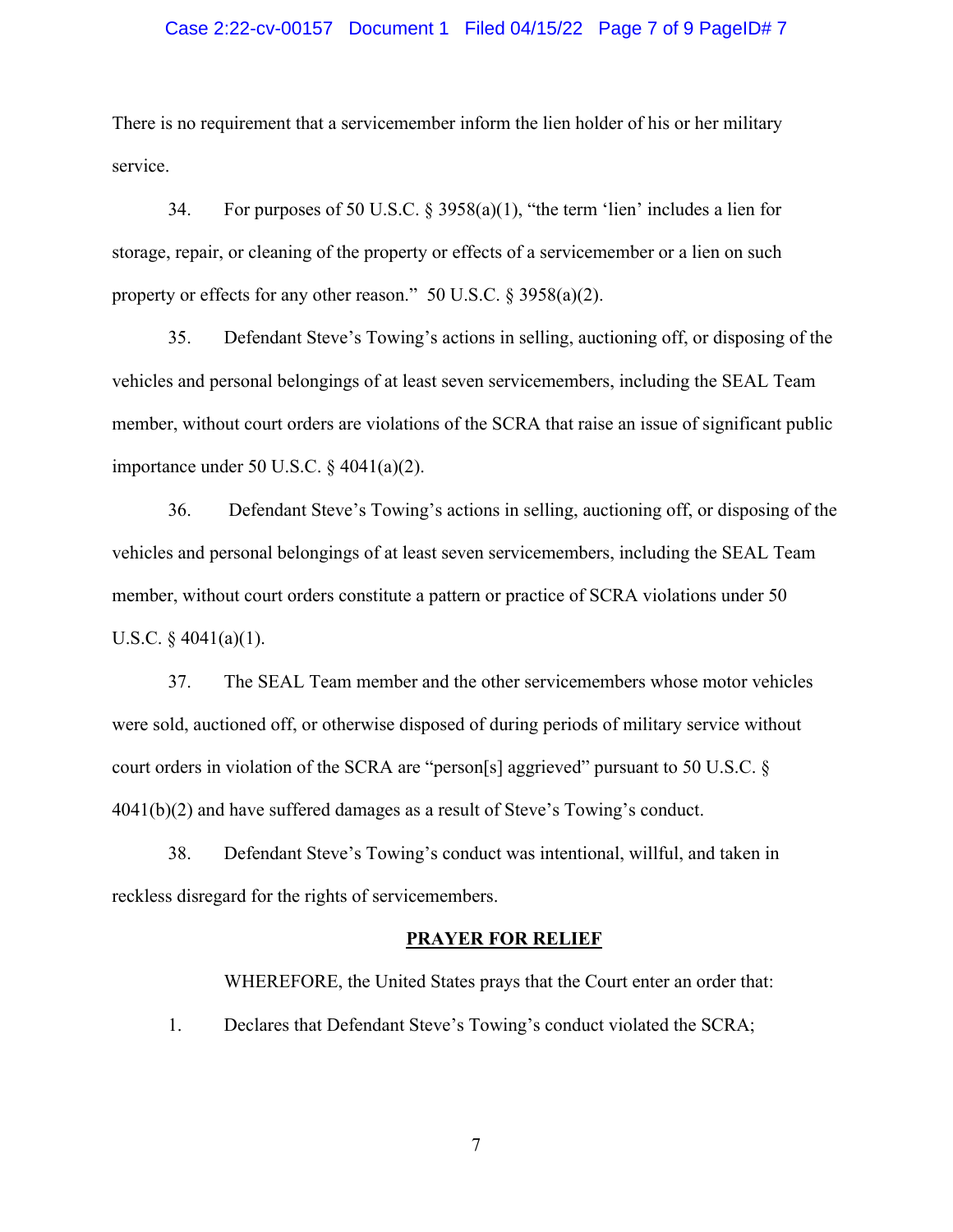There is no requirement that a servicemember inform the lien holder of his or her military service.

34. For purposes of 50 U.S.C. § 3958(a)(1), "the term 'lien' includes a lien for storage, repair, or cleaning of the property or effects of a servicemember or a lien on such property or effects for any other reason." 50 U.S.C. § 3958(a)(2).

35. Defendant Steve's Towing's actions in selling, auctioning off, or disposing of the vehicles and personal belongings of at least seven servicemembers, including the SEAL Team member, without court orders are violations of the SCRA that raise an issue of significant public importance under 50 U.S.C. § 4041(a)(2).

36. Defendant Steve's Towing's actions in selling, auctioning off, or disposing of the vehicles and personal belongings of at least seven servicemembers, including the SEAL Team member, without court orders constitute a pattern or practice of SCRA violations under 50 U.S.C. § 4041(a)(1).

37. The SEAL Team member and the other servicemembers whose motor vehicles were sold, auctioned off, or otherwise disposed of during periods of military service without court orders in violation of the SCRA are "person[s] aggrieved" pursuant to 50 U.S.C. § 4041(b)(2) and have suffered damages as a result of Steve's Towing's conduct.

38. Defendant Steve's Towing's conduct was intentional, willful, and taken in reckless disregard for the rights of servicemembers.

## **PRAYER FOR RELIEF**

WHEREFORE, the United States prays that the Court enter an order that:

1. Declares that Defendant Steve's Towing's conduct violated the SCRA;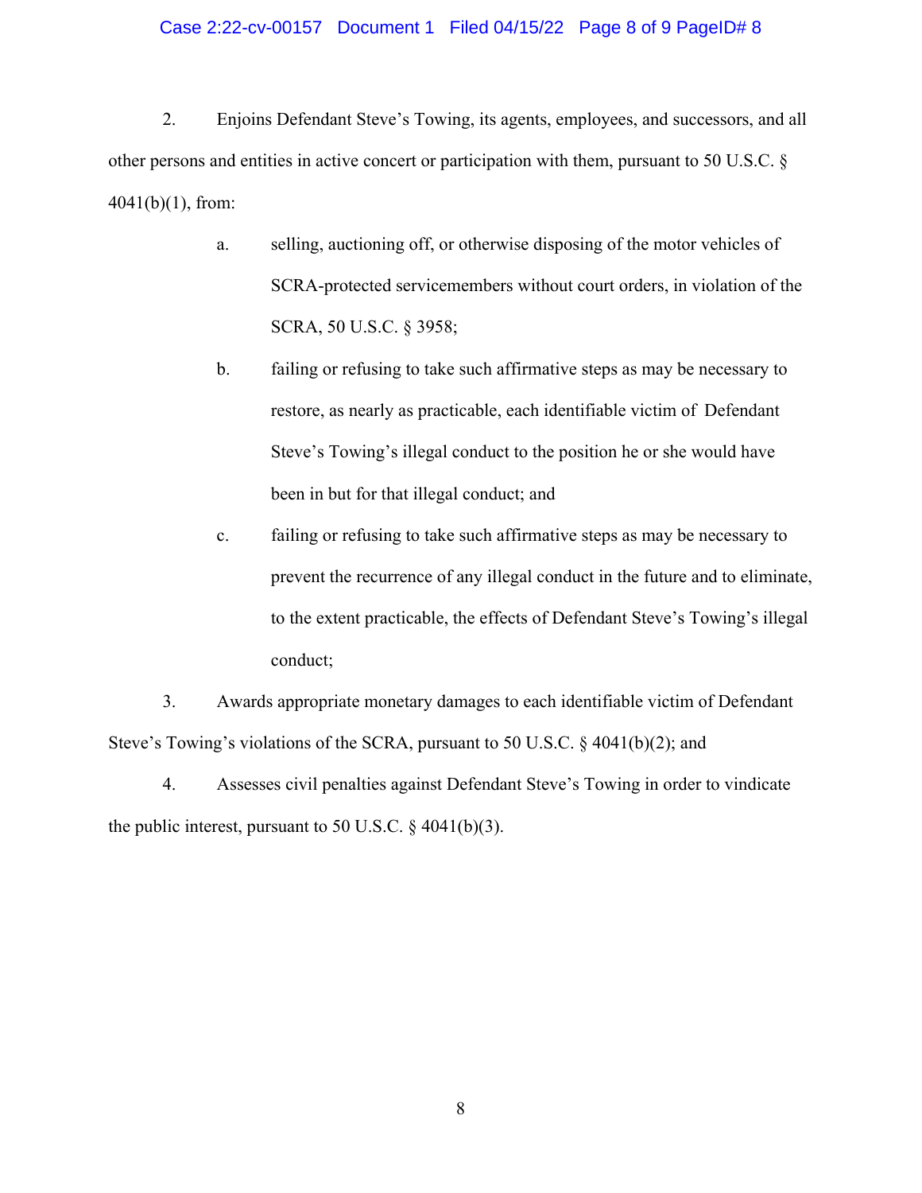2. Enjoins Defendant Steve's Towing, its agents, employees, and successors, and all other persons and entities in active concert or participation with them, pursuant to 50 U.S.C. § 4041(b)(1), from:

   a. selling, auctioning off, or otherwise disposing of the motor vehicles of SCRA-protected servicemembers without court orders, in violation of the SCRA, 50 U.S.C. § 3958;

   b. failing or refusing to take such affirmative steps as may be necessary to restore, as nearly as practicable, each identifiable victim of Defendant Steve's Towing's illegal conduct to the position he or she would have been in but for that illegal conduct; and

   c. failing or refusing to take such affirmative steps as may be necessary to prevent the recurrence of any illegal conduct in the future and to eliminate, to the extent practicable, the effects of Defendant Steve's Towing's illegal conduct;

3. Awards appropriate monetary damages to each identifiable victim of Defendant Steve's Towing's violations of the SCRA, pursuant to 50 U.S.C. § 4041(b)(2); and

4. Assesses civil penalties against Defendant Steve's Towing in order to vindicate the public interest, pursuant to 50 U.S.C. § 4041(b)(3).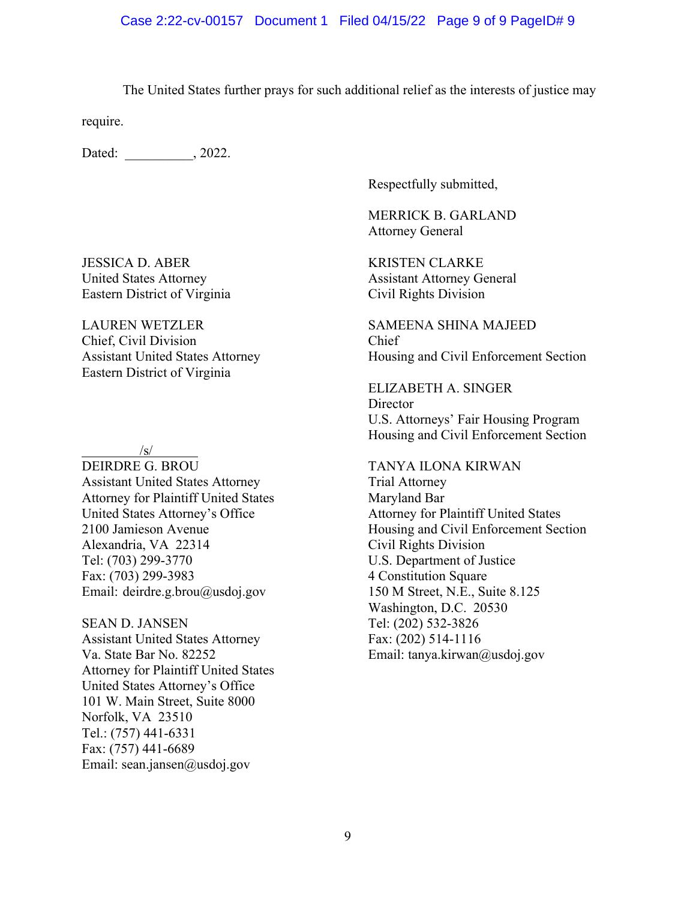The United States further prays for such additional relief as the interests of justice may require.

Dated: __________, 2022.

Respectfully submitted,

MERRICK B. GARLAND
Attorney General

JESSICA D. ABER
United States Attorney
Eastern District of Virginia

LAUREN WETZLER
Chief, Civil Division
Assistant United States Attorney
Eastern District of Virginia

/s/
DEIRDRE G. BROU
Assistant United States Attorney
Attorney for Plaintiff United States
United States Attorney's Office
2100 Jamieson Avenue
Alexandria, VA 22314
Tel: (703) 299-3770
Fax: (703) 299-3983
Email: deirdre.g.brou@usdoj.gov

SEAN D. JANSEN
Assistant United States Attorney
Va. State Bar No. 82252
Attorney for Plaintiff United States
United States Attorney's Office
101 W. Main Street, Suite 8000
Norfolk, VA 23510
Tel.: (757) 441-6331
Fax: (757) 441-6689
Email: sean.jansen@usdoj.gov

KRISTEN CLARKE
Assistant Attorney General
Civil Rights Division

SAMEENA SHINA MAJEED
Chief
Housing and Civil Enforcement Section

ELIZABETH A. SINGER
Director
U.S. Attorneys' Fair Housing Program
Housing and Civil Enforcement Section

TANYA ILONA KIRWAN
Trial Attorney
Maryland Bar
Attorney for Plaintiff United States
Housing and Civil Enforcement Section
Civil Rights Division
U.S. Department of Justice
4 Constitution Square
150 M Street, N.E., Suite 8.125
Washington, D.C. 20530
Tel: (202) 532-3826
Fax: (202) 514-1116
Email: tanya.kirwan@usdoj.gov